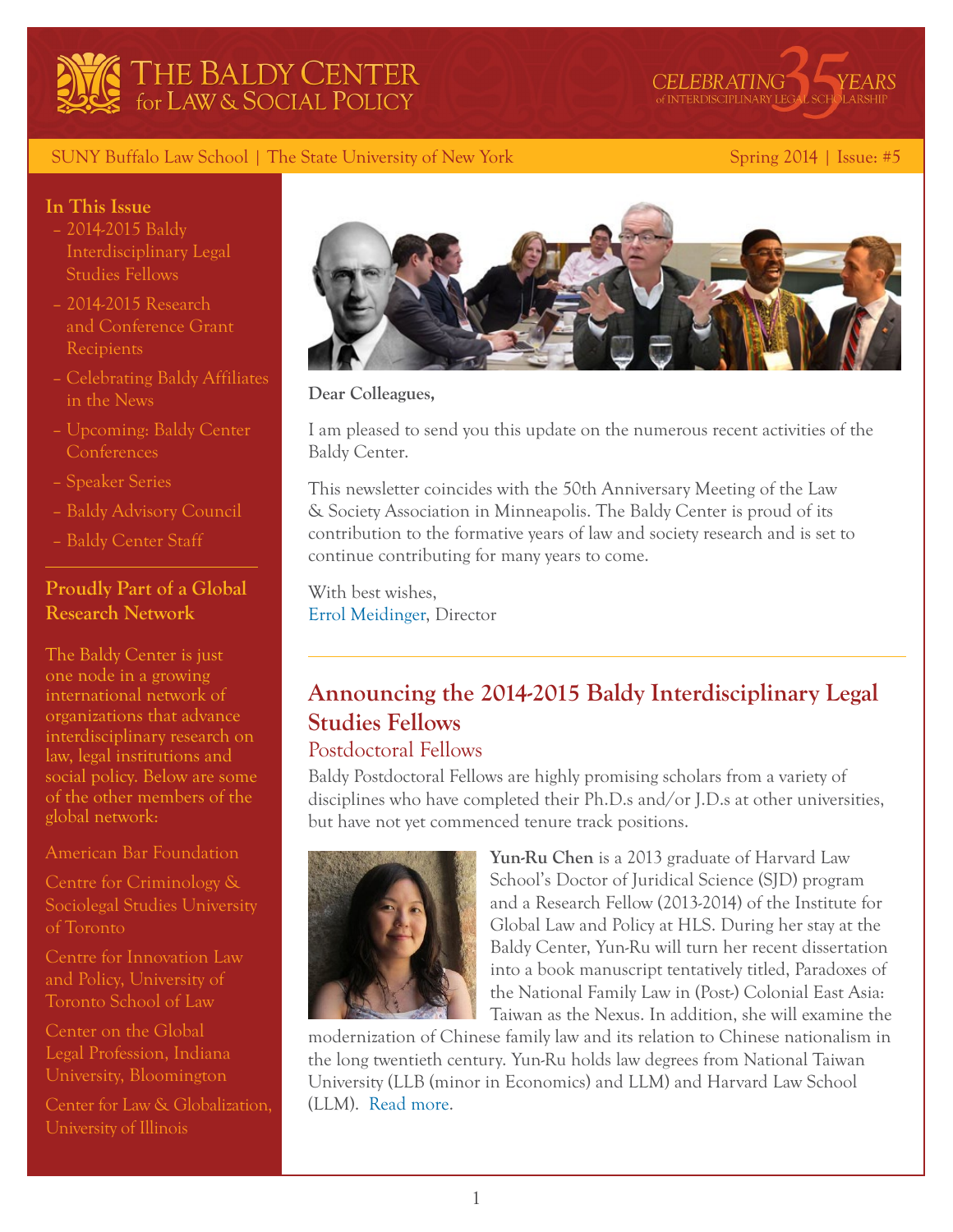# THE BALDY CENTER for LAW & SOCIAL POLICY

CELEBRATING 35 YEARS of INTERDISCIPLINARY LEGAL SCHOLARSHIP

SUNY Buffalo Law School | The State University of New York

Spring 2014 | Issue: #5

## In This Issue

- 2014-2015 Baldy Interdisciplinary Legal Studies Fellows
- 2014-2015 Research and Conference Grant Recipients
- Celebrating Baldy Affiliates in the News
- Upcoming: Baldy Center Conferences
- Speaker Series
- Baldy Advisory Council
- Baldy Center Staff

## Proudly Part of a Global Research Network

The Baldy Center is just one node in a growing international network of organizations that advance interdisciplinary research on law, legal institutions and social policy. Below are some of the other members of the global network:

American Bar Foundation

Centre for Criminology & Sociolegal Studies University of Toronto

Centre for Innovation Law and Policy, University of Toronto School of Law

Center on the Global Legal Profession, Indiana University, Bloomington

Center for Law & Globalization, University of Illinois

**Dear Colleagues,**

I am pleased to send you this update on the numerous recent activities of the Baldy Center.

This newsletter coincides with the 50th Anniversary Meeting of the Law & Society Association in Minneapolis. The Baldy Center is proud of its contribution to the formative years of law and society research and is set to continue contributing for many years to come.

With best wishes,
Errol Meidinger, Director

## Announcing the 2014-2015 Baldy Interdisciplinary Legal Studies Fellows

### Postdoctoral Fellows

Baldy Postdoctoral Fellows are highly promising scholars from a variety of disciplines who have completed their Ph.D.s and/or J.D.s at other universities, but have not yet commenced tenure track positions.

**Yun-Ru Chen** is a 2013 graduate of Harvard Law School's Doctor of Juridical Science (SJD) program and a Research Fellow (2013-2014) of the Institute for Global Law and Policy at HLS. During her stay at the Baldy Center, Yun-Ru will turn her recent dissertation into a book manuscript tentatively titled, Paradoxes of the National Family Law in (Post-) Colonial East Asia: Taiwan as the Nexus. In addition, she will examine the modernization of Chinese family law and its relation to Chinese nationalism in the long twentieth century. Yun-Ru holds law degrees from National Taiwan University (LLB (minor in Economics) and LLM) and Harvard Law School (LLM). Read more.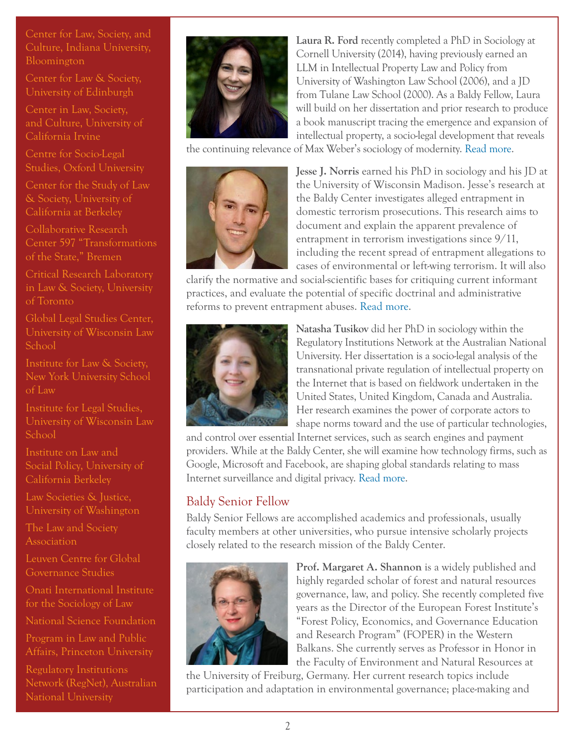Center for Law, Society, and Culture, Indiana University, Bloomington

Center for Law & Society, University of Edinburgh

Center in Law, Society, and Culture, University of California Irvine

Centre for Socio-Legal Studies, Oxford University

Center for the Study of Law & Society, University of California at Berkeley

Collaborative Research Center 597 "Transformations of the State," Bremen

Critical Research Laboratory in Law & Society, University of Toronto

Global Legal Studies Center, University of Wisconsin Law School

Institute for Law & Society, New York University School of Law

Institute for Legal Studies, University of Wisconsin Law School

Institute on Law and Social Policy, University of California Berkeley

Law Societies & Justice, University of Washington

The Law and Society Association

Leuven Centre for Global Governance Studies

Onati International Institute for the Sociology of Law

National Science Foundation

Program in Law and Public Affairs, Princeton University

Regulatory Institutions Network (RegNet), Australian National University

**Laura R. Ford** recently completed a PhD in Sociology at Cornell University (2014), having previously earned an LLM in Intellectual Property Law and Policy from University of Washington Law School (2006), and a JD from Tulane Law School (2000). As a Baldy Fellow, Laura will build on her dissertation and prior research to produce a book manuscript tracing the emergence and expansion of intellectual property, a socio-legal development that reveals the continuing relevance of Max Weber's sociology of modernity. Read more.

**Jesse J. Norris** earned his PhD in sociology and his JD at the University of Wisconsin Madison. Jesse's research at the Baldy Center investigates alleged entrapment in domestic terrorism prosecutions. This research aims to document and explain the apparent prevalence of entrapment in terrorism investigations since 9/11, including the recent spread of entrapment allegations to cases of environmental or left-wing terrorism. It will also clarify the normative and social-scientific bases for critiquing current informant practices, and evaluate the potential of specific doctrinal and administrative reforms to prevent entrapment abuses. Read more.

**Natasha Tusikov** did her PhD in sociology within the Regulatory Institutions Network at the Australian National University. Her dissertation is a socio-legal analysis of the transnational private regulation of intellectual property on the Internet that is based on fieldwork undertaken in the United States, United Kingdom, Canada and Australia. Her research examines the power of corporate actors to shape norms toward and the use of particular technologies, and control over essential Internet services, such as search engines and payment providers. While at the Baldy Center, she will examine how technology firms, such as Google, Microsoft and Facebook, are shaping global standards relating to mass Internet surveillance and digital privacy. Read more.

## Baldy Senior Fellow

Baldy Senior Fellows are accomplished academics and professionals, usually faculty members at other universities, who pursue intensive scholarly projects closely related to the research mission of the Baldy Center.

**Prof. Margaret A. Shannon** is a widely published and highly regarded scholar of forest and natural resources governance, law, and policy. She recently completed five years as the Director of the European Forest Institute's "Forest Policy, Economics, and Governance Education and Research Program" (FOPER) in the Western Balkans. She currently serves as Professor in Honor in the Faculty of Environment and Natural Resources at the University of Freiburg, Germany. Her current research topics include participation and adaptation in environmental governance; place-making and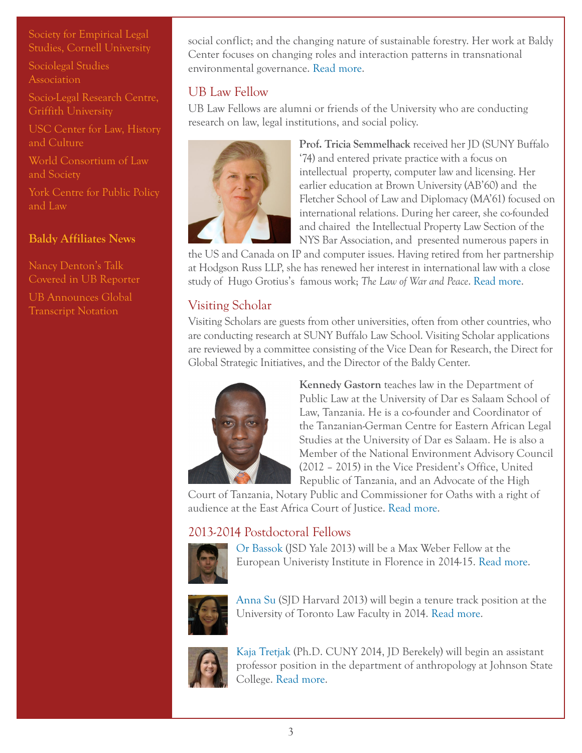Society for Empirical Legal Studies, Cornell University

Sociolegal Studies Association

Socio-Legal Research Centre, Griffith University

USC Center for Law, History and Culture

World Consortium of Law and Society

York Centre for Public Policy and Law

### Baldy Affiliates News

Nancy Denton's Talk Covered in UB Reporter

UB Announces Global Transcript Notation

social conflict; and the changing nature of sustainable forestry. Her work at Baldy Center focuses on changing roles and interaction patterns in transnational environmental governance. Read more.

## UB Law Fellow

UB Law Fellows are alumni or friends of the University who are conducting research on law, legal institutions, and social policy.

**Prof. Tricia Semmelhack** received her JD (SUNY Buffalo '74) and entered private practice with a focus on intellectual property, computer law and licensing. Her earlier education at Brown University (AB'60) and the Fletcher School of Law and Diplomacy (MA'61) focused on international relations. During her career, she co-founded and chaired the Intellectual Property Law Section of the NYS Bar Association, and presented numerous papers in the US and Canada on IP and computer issues. Having retired from her partnership at Hodgson Russ LLP, she has renewed her interest in international law with a close study of Hugo Grotius's famous work; *The Law of War and Peace*. Read more.

## Visiting Scholar

Visiting Scholars are guests from other universities, often from other countries, who are conducting research at SUNY Buffalo Law School. Visiting Scholar applications are reviewed by a committee consisting of the Vice Dean for Research, the Direct for Global Strategic Initiatives, and the Director of the Baldy Center.

**Kennedy Gastorn** teaches law in the Department of Public Law at the University of Dar es Salaam School of Law, Tanzania. He is a co-founder and Coordinator of the Tanzanian-German Centre for Eastern African Legal Studies at the University of Dar es Salaam. He is also a Member of the National Environment Advisory Council (2012 – 2015) in the Vice President's Office, United Republic of Tanzania, and an Advocate of the High Court of Tanzania, Notary Public and Commissioner for Oaths with a right of audience at the East Africa Court of Justice. Read more.

## 2013-2014 Postdoctoral Fellows

Or Bassok (JSD Yale 2013) will be a Max Weber Fellow at the European Univeristy Institute in Florence in 2014-15. Read more.

Anna Su (SJD Harvard 2013) will begin a tenure track position at the University of Toronto Law Faculty in 2014. Read more.

Kaja Tretjak (Ph.D. CUNY 2014, JD Berekely) will begin an assistant professor position in the department of anthropology at Johnson State College. Read more.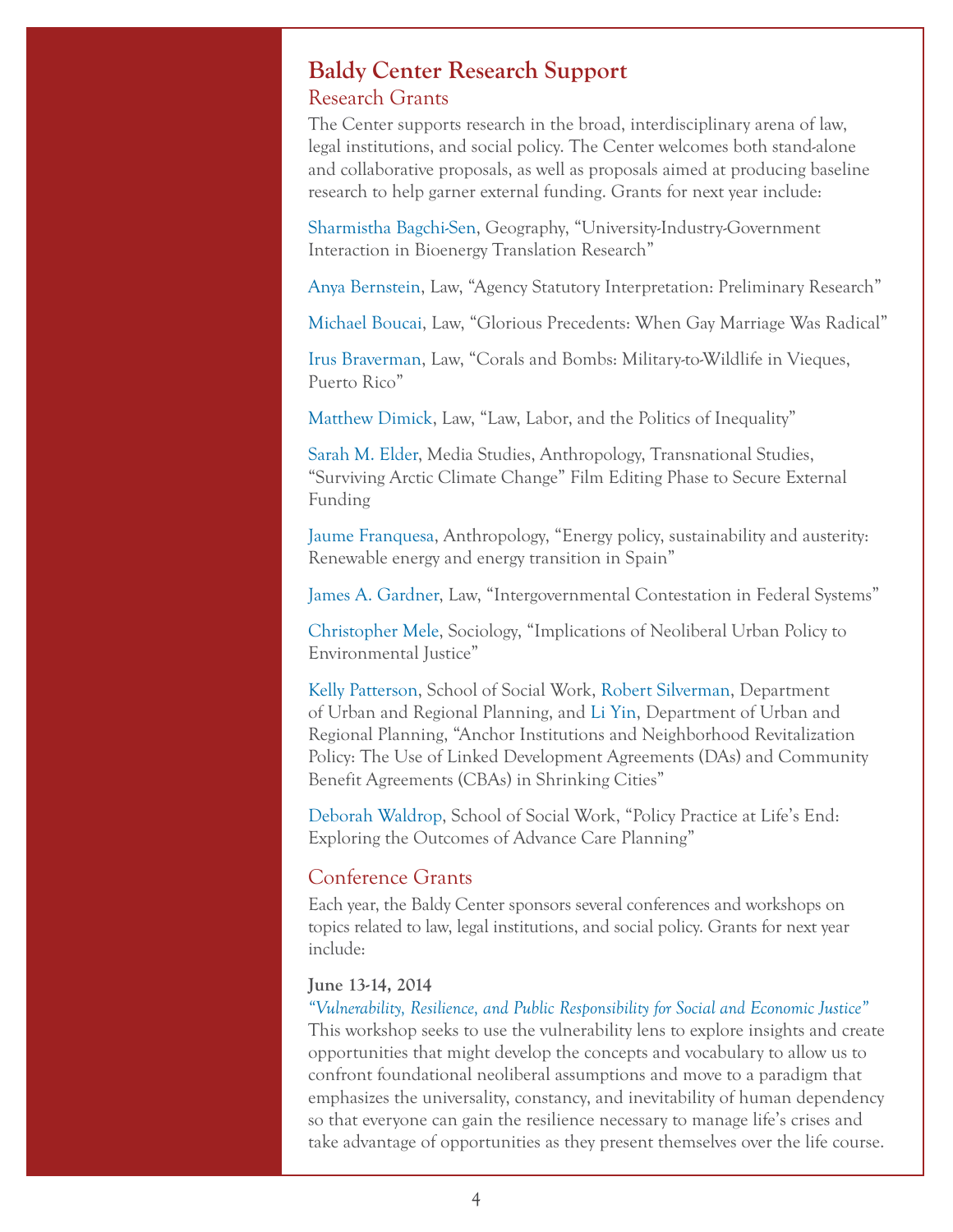# Baldy Center Research Support

## Research Grants

The Center supports research in the broad, interdisciplinary arena of law, legal institutions, and social policy. The Center welcomes both stand-alone and collaborative proposals, as well as proposals aimed at producing baseline research to help garner external funding. Grants for next year include:

Sharmistha Bagchi-Sen, Geography, "University-Industry-Government Interaction in Bioenergy Translation Research"

Anya Bernstein, Law, "Agency Statutory Interpretation: Preliminary Research"

Michael Boucai, Law, "Glorious Precedents: When Gay Marriage Was Radical"

Irus Braverman, Law, "Corals and Bombs: Military-to-Wildlife in Vieques, Puerto Rico"

Matthew Dimick, Law, "Law, Labor, and the Politics of Inequality"

Sarah M. Elder, Media Studies, Anthropology, Transnational Studies, "Surviving Arctic Climate Change" Film Editing Phase to Secure External Funding

Jaume Franquesa, Anthropology, "Energy policy, sustainability and austerity: Renewable energy and energy transition in Spain"

James A. Gardner, Law, "Intergovernmental Contestation in Federal Systems"

Christopher Mele, Sociology, "Implications of Neoliberal Urban Policy to Environmental Justice"

Kelly Patterson, School of Social Work, Robert Silverman, Department of Urban and Regional Planning, and Li Yin, Department of Urban and Regional Planning, "Anchor Institutions and Neighborhood Revitalization Policy: The Use of Linked Development Agreements (DAs) and Community Benefit Agreements (CBAs) in Shrinking Cities"

Deborah Waldrop, School of Social Work, "Policy Practice at Life's End: Exploring the Outcomes of Advance Care Planning"

## Conference Grants

Each year, the Baldy Center sponsors several conferences and workshops on topics related to law, legal institutions, and social policy. Grants for next year include:

**June 13-14, 2014**
*"Vulnerability, Resilience, and Public Responsibility for Social and Economic Justice"*
This workshop seeks to use the vulnerability lens to explore insights and create opportunities that might develop the concepts and vocabulary to allow us to confront foundational neoliberal assumptions and move to a paradigm that emphasizes the universality, constancy, and inevitability of human dependency so that everyone can gain the resilience necessary to manage life's crises and take advantage of opportunities as they present themselves over the life course.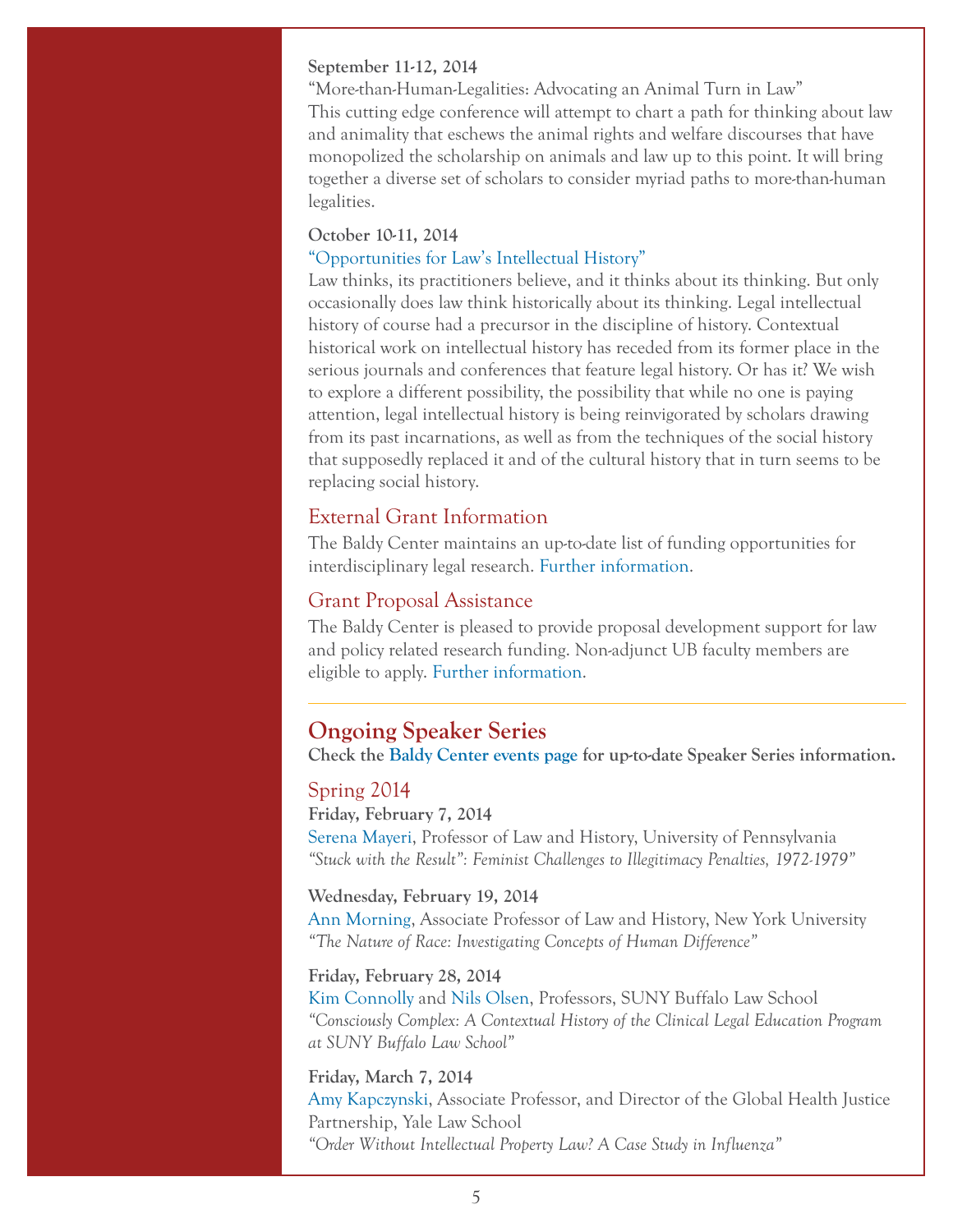**September 11-12, 2014**

"More-than-Human-Legalities: Advocating an Animal Turn in Law"

This cutting edge conference will attempt to chart a path for thinking about law and animality that eschews the animal rights and welfare discourses that have monopolized the scholarship on animals and law up to this point. It will bring together a diverse set of scholars to consider myriad paths to more-than-human legalities.

**October 10-11, 2014**

"Opportunities for Law's Intellectual History"

Law thinks, its practitioners believe, and it thinks about its thinking. But only occasionally does law think historically about its thinking. Legal intellectual history of course had a precursor in the discipline of history. Contextual historical work on intellectual history has receded from its former place in the serious journals and conferences that feature legal history. Or has it? We wish to explore a different possibility, the possibility that while no one is paying attention, legal intellectual history is being reinvigorated by scholars drawing from its past incarnations, as well as from the techniques of the social history that supposedly replaced it and of the cultural history that in turn seems to be replacing social history.

### External Grant Information

The Baldy Center maintains an up-to-date list of funding opportunities for interdisciplinary legal research. Further information.

### Grant Proposal Assistance

The Baldy Center is pleased to provide proposal development support for law and policy related research funding. Non-adjunct UB faculty members are eligible to apply. Further information.

---

## Ongoing Speaker Series

**Check the Baldy Center events page for up-to-date Speaker Series information.**

### Spring 2014

**Friday, February 7, 2014**

Serena Mayeri, Professor of Law and History, University of Pennsylvania

*"Stuck with the Result": Feminist Challenges to Illegitimacy Penalties, 1972-1979"*

**Wednesday, February 19, 2014**

Ann Morning, Associate Professor of Law and History, New York University

*"The Nature of Race: Investigating Concepts of Human Difference"*

**Friday, February 28, 2014**

Kim Connolly and Nils Olsen, Professors, SUNY Buffalo Law School

*"Consciously Complex: A Contextual History of the Clinical Legal Education Program at SUNY Buffalo Law School"*

**Friday, March 7, 2014**

Amy Kapczynski, Associate Professor, and Director of the Global Health Justice Partnership, Yale Law School

*"Order Without Intellectual Property Law? A Case Study in Influenza"*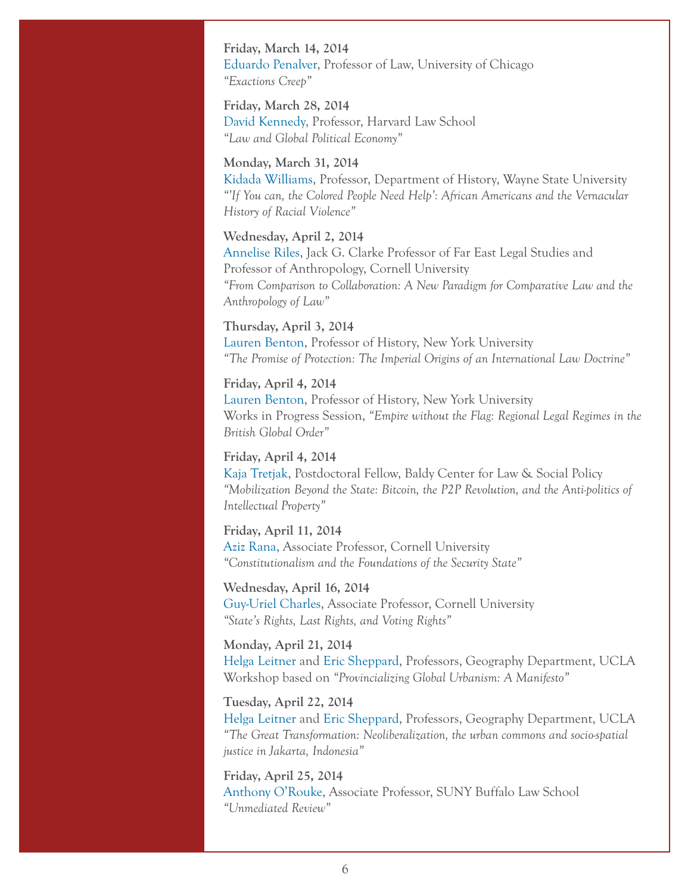**Friday, March 14, 2014**
Eduardo Penalver, Professor of Law, University of Chicago
*"Exactions Creep"*

**Friday, March 28, 2014**
David Kennedy, Professor, Harvard Law School
*"Law and Global Political Economy"*

**Monday, March 31, 2014**
Kidada Williams, Professor, Department of History, Wayne State University
*"'If You can, the Colored People Need Help': African Americans and the Vernacular History of Racial Violence"*

**Wednesday, April 2, 2014**
Annelise Riles, Jack G. Clarke Professor of Far East Legal Studies and Professor of Anthropology, Cornell University
*"From Comparison to Collaboration: A New Paradigm for Comparative Law and the Anthropology of Law"*

**Thursday, April 3, 2014**
Lauren Benton, Professor of History, New York University
*"The Promise of Protection: The Imperial Origins of an International Law Doctrine"*

**Friday, April 4, 2014**
Lauren Benton, Professor of History, New York University
Works in Progress Session, *"Empire without the Flag: Regional Legal Regimes in the British Global Order"*

**Friday, April 4, 2014**
Kaja Tretjak, Postdoctoral Fellow, Baldy Center for Law & Social Policy
*"Mobilization Beyond the State: Bitcoin, the P2P Revolution, and the Anti-politics of Intellectual Property"*

**Friday, April 11, 2014**
Aziz Rana, Associate Professor, Cornell University
*"Constitutionalism and the Foundations of the Security State"*

**Wednesday, April 16, 2014**
Guy-Uriel Charles, Associate Professor, Cornell University
*"State's Rights, Last Rights, and Voting Rights"*

**Monday, April 21, 2014**
Helga Leitner and Eric Sheppard, Professors, Geography Department, UCLA
Workshop based on *"Provincializing Global Urbanism: A Manifesto"*

**Tuesday, April 22, 2014**
Helga Leitner and Eric Sheppard, Professors, Geography Department, UCLA
*"The Great Transformation: Neoliberalization, the urban commons and socio-spatial justice in Jakarta, Indonesia"*

**Friday, April 25, 2014**
Anthony O'Rouke, Associate Professor, SUNY Buffalo Law School
*"Unmediated Review"*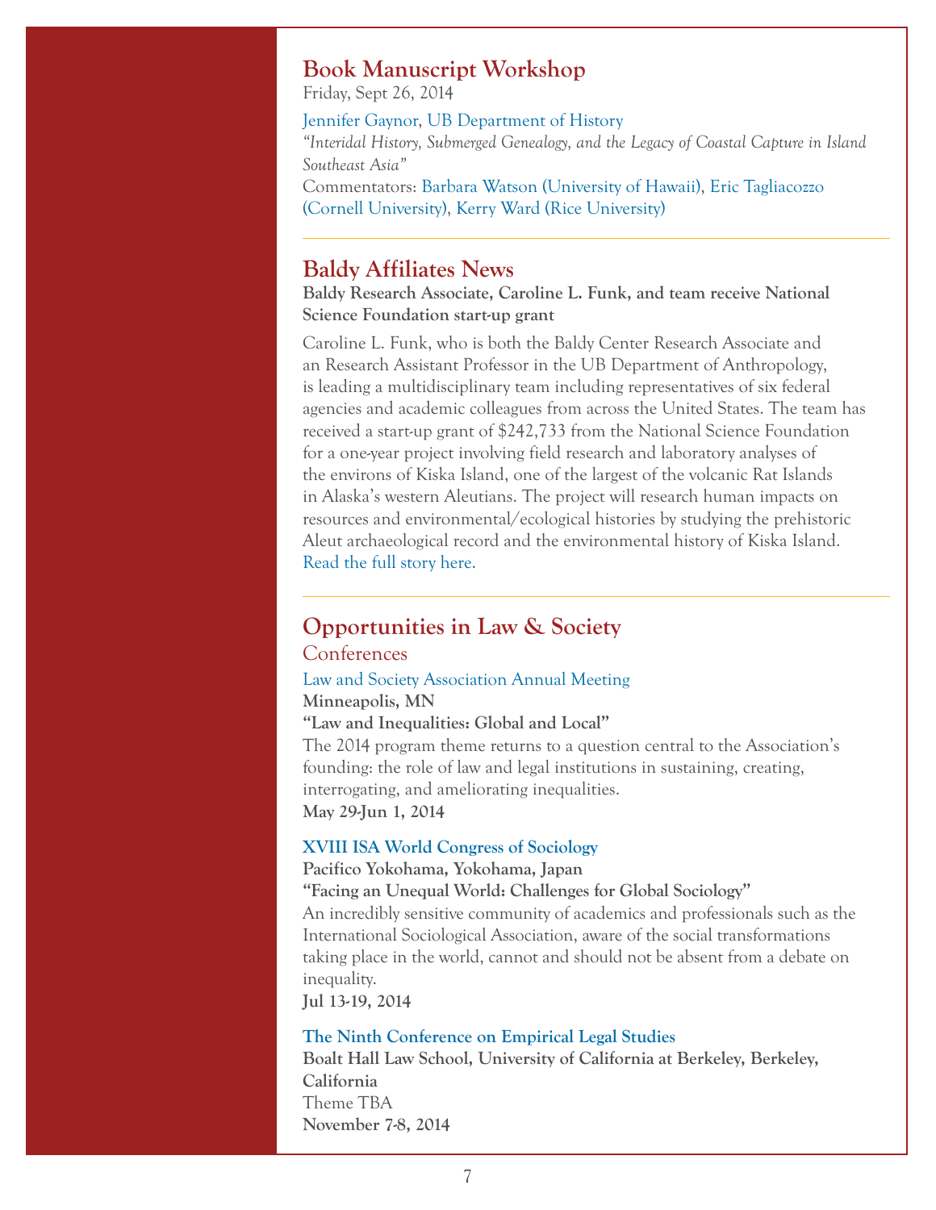## Book Manuscript Workshop

Friday, Sept 26, 2014

Jennifer Gaynor, UB Department of History

*"Interidal History, Submerged Genealogy, and the Legacy of Coastal Capture in Island Southeast Asia"*

Commentators: Barbara Watson (University of Hawaii), Eric Tagliacozzo (Cornell University), Kerry Ward (Rice University)

---

## Baldy Affiliates News

**Baldy Research Associate, Caroline L. Funk, and team receive National Science Foundation start-up grant**

Caroline L. Funk, who is both the Baldy Center Research Associate and an Research Assistant Professor in the UB Department of Anthropology, is leading a multidisciplinary team including representatives of six federal agencies and academic colleagues from across the United States. The team has received a start-up grant of $242,733 from the National Science Foundation for a one-year project involving field research and laboratory analyses of the environs of Kiska Island, one of the largest of the volcanic Rat Islands in Alaska's western Aleutians. The project will research human impacts on resources and environmental/ecological histories by studying the prehistoric Aleut archaeological record and the environmental history of Kiska Island. Read the full story here.

---

## Opportunities in Law & Society

### Conferences

Law and Society Association Annual Meeting

**Minneapolis, MN**

**"Law and Inequalities: Global and Local"**

The 2014 program theme returns to a question central to the Association's founding: the role of law and legal institutions in sustaining, creating, interrogating, and ameliorating inequalities.

**May 29-Jun 1, 2014**

**XVIII ISA World Congress of Sociology**

**Pacifico Yokohama, Yokohama, Japan**

**"Facing an Unequal World: Challenges for Global Sociology"**

An incredibly sensitive community of academics and professionals such as the International Sociological Association, aware of the social transformations taking place in the world, cannot and should not be absent from a debate on inequality.

**Jul 13-19, 2014**

**The Ninth Conference on Empirical Legal Studies**

**Boalt Hall Law School, University of California at Berkeley, Berkeley, California**

Theme TBA

**November 7-8, 2014**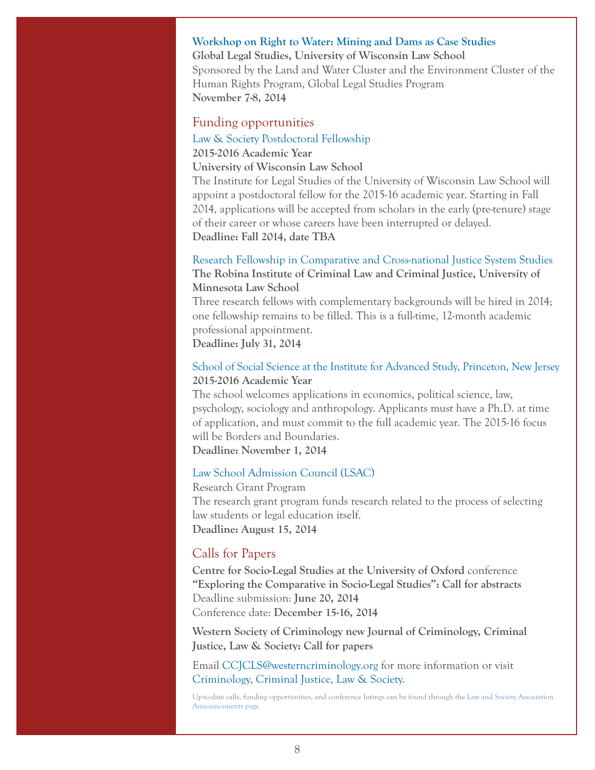**Workshop on Right to Water: Mining and Dams as Case Studies**
**Global Legal Studies, University of Wisconsin Law School**
Sponsored by the Land and Water Cluster and the Environment Cluster of the Human Rights Program, Global Legal Studies Program
**November 7-8, 2014**

## Funding opportunities

### Law & Society Postdoctoral Fellowship

**2015-2016 Academic Year**
**University of Wisconsin Law School**
The Institute for Legal Studies of the University of Wisconsin Law School will appoint a postdoctoral fellow for the 2015-16 academic year. Starting in Fall 2014, applications will be accepted from scholars in the early (pre-tenure) stage of their career or whose careers have been interrupted or delayed.
**Deadline: Fall 2014, date TBA**

### Research Fellowship in Comparative and Cross-national Justice System Studies

**The Robina Institute of Criminal Law and Criminal Justice, University of Minnesota Law School**
Three research fellows with complementary backgrounds will be hired in 2014; one fellowship remains to be filled. This is a full-time, 12-month academic professional appointment.
**Deadline: July 31, 2014**

### School of Social Science at the Institute for Advanced Study, Princeton, New Jersey

**2015-2016 Academic Year**
The school welcomes applications in economics, political science, law, psychology, sociology and anthropology. Applicants must have a Ph.D. at time of application, and must commit to the full academic year. The 2015-16 focus will be Borders and Boundaries.
**Deadline: November 1, 2014**

### Law School Admission Council (LSAC)

Research Grant Program
The research grant program funds research related to the process of selecting law students or legal education itself.
**Deadline: August 15, 2014**

## Calls for Papers

**Centre for Socio-Legal Studies at the University of Oxford** conference
**"Exploring the Comparative in Socio-Legal Studies": Call for abstracts**
Deadline submission: **June 20, 2014**
Conference date: **December 15-16, 2014**

**Western Society of Criminology new Journal of Criminology, Criminal Justice, Law & Society: Call for papers**

Email CCJCLS@westerncriminology.org for more information or visit Criminology, Criminal Justice, Law & Society.

Up-to-date calls, funding opportunities, and conference listings can be found through the Law and Society Association Announcements page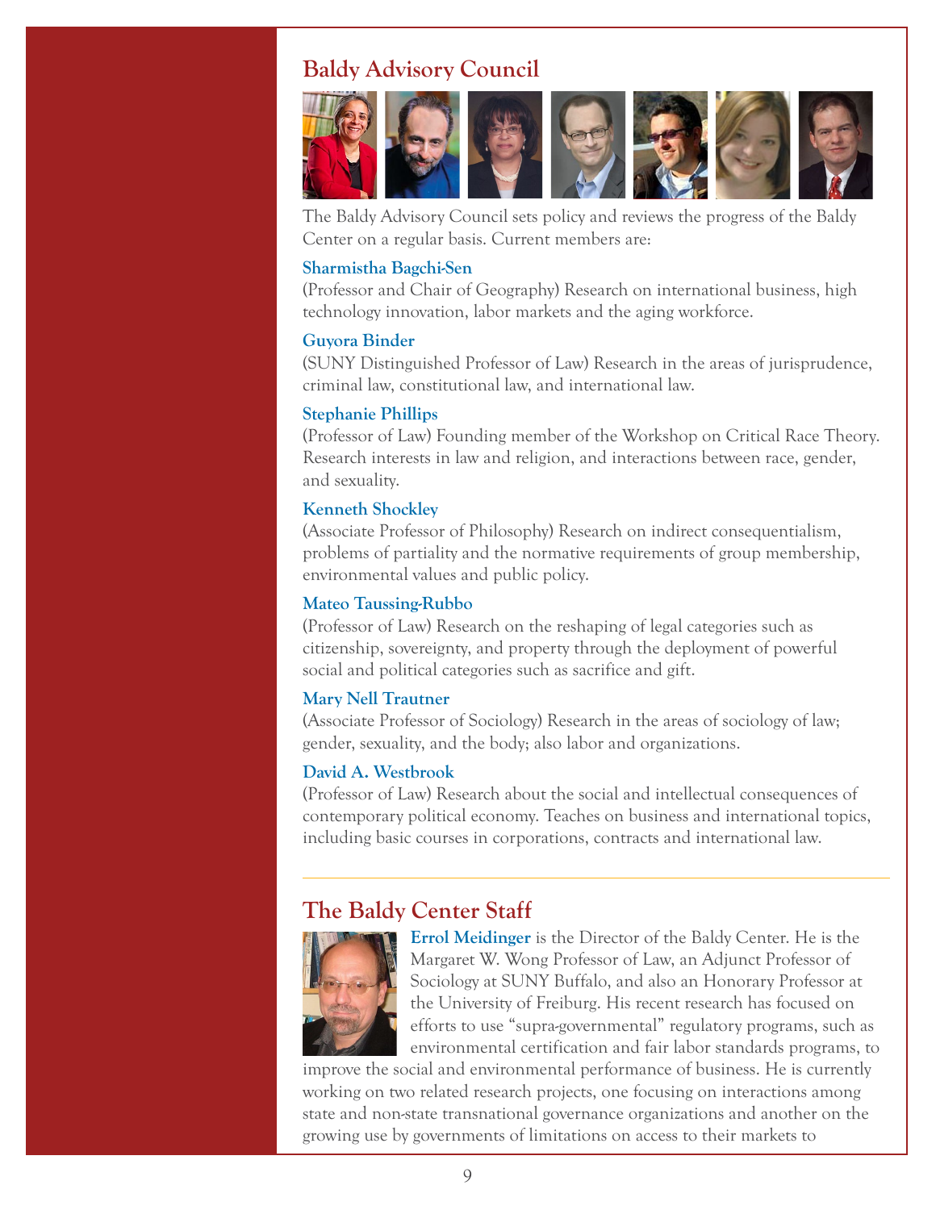## Baldy Advisory Council

The Baldy Advisory Council sets policy and reviews the progress of the Baldy Center on a regular basis. Current members are:

**Sharmistha Bagchi-Sen**
(Professor and Chair of Geography) Research on international business, high technology innovation, labor markets and the aging workforce.

**Guyora Binder**
(SUNY Distinguished Professor of Law) Research in the areas of jurisprudence, criminal law, constitutional law, and international law.

**Stephanie Phillips**
(Professor of Law) Founding member of the Workshop on Critical Race Theory. Research interests in law and religion, and interactions between race, gender, and sexuality.

**Kenneth Shockley**
(Associate Professor of Philosophy) Research on indirect consequentialism, problems of partiality and the normative requirements of group membership, environmental values and public policy.

**Mateo Taussing-Rubbo**
(Professor of Law) Research on the reshaping of legal categories such as citizenship, sovereignty, and property through the deployment of powerful social and political categories such as sacrifice and gift.

**Mary Nell Trautner**
(Associate Professor of Sociology) Research in the areas of sociology of law; gender, sexuality, and the body; also labor and organizations.

**David A. Westbrook**
(Professor of Law) Research about the social and intellectual consequences of contemporary political economy. Teaches on business and international topics, including basic courses in corporations, contracts and international law.

## The Baldy Center Staff

**Errol Meidinger** is the Director of the Baldy Center. He is the Margaret W. Wong Professor of Law, an Adjunct Professor of Sociology at SUNY Buffalo, and also an Honorary Professor at the University of Freiburg. His recent research has focused on efforts to use "supra-governmental" regulatory programs, such as environmental certification and fair labor standards programs, to improve the social and environmental performance of business. He is currently working on two related research projects, one focusing on interactions among state and non-state transnational governance organizations and another on the growing use by governments of limitations on access to their markets to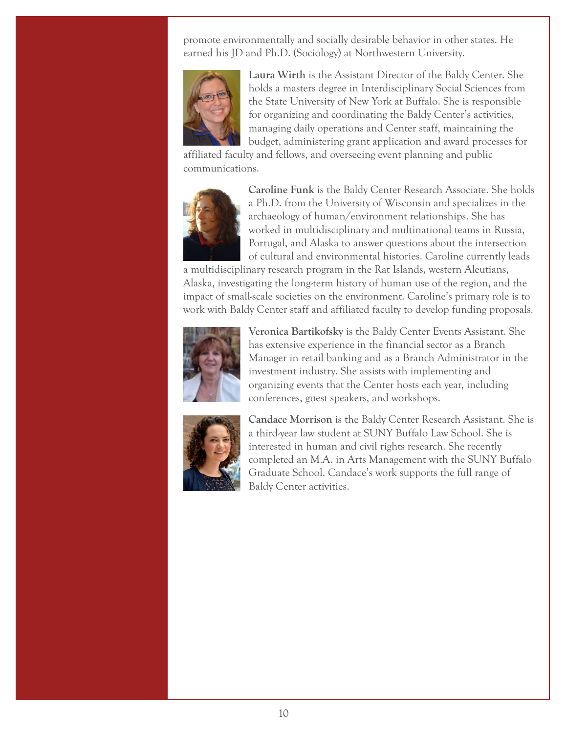promote environmentally and socially desirable behavior in other states. He earned his JD and Ph.D. (Sociology) at Northwestern University.

**Laura Wirth** is the Assistant Director of the Baldy Center. She holds a masters degree in Interdisciplinary Social Sciences from the State University of New York at Buffalo. She is responsible for organizing and coordinating the Baldy Center's activities, managing daily operations and Center staff, maintaining the budget, administering grant application and award processes for affiliated faculty and fellows, and overseeing event planning and public communications.

**Caroline Funk** is the Baldy Center Research Associate. She holds a Ph.D. from the University of Wisconsin and specializes in the archaeology of human/environment relationships. She has worked in multidisciplinary and multinational teams in Russia, Portugal, and Alaska to answer questions about the intersection of cultural and environmental histories. Caroline currently leads a multidisciplinary research program in the Rat Islands, western Aleutians, Alaska, investigating the long-term history of human use of the region, and the impact of small-scale societies on the environment. Caroline's primary role is to work with Baldy Center staff and affiliated faculty to develop funding proposals.

**Veronica Bartikofsky** is the Baldy Center Events Assistant. She has extensive experience in the financial sector as a Branch Manager in retail banking and as a Branch Administrator in the investment industry. She assists with implementing and organizing events that the Center hosts each year, including conferences, guest speakers, and workshops.

**Candace Morrison** is the Baldy Center Research Assistant. She is a third-year law student at SUNY Buffalo Law School. She is interested in human and civil rights research. She recently completed an M.A. in Arts Management with the SUNY Buffalo Graduate School. Candace's work supports the full range of Baldy Center activities.